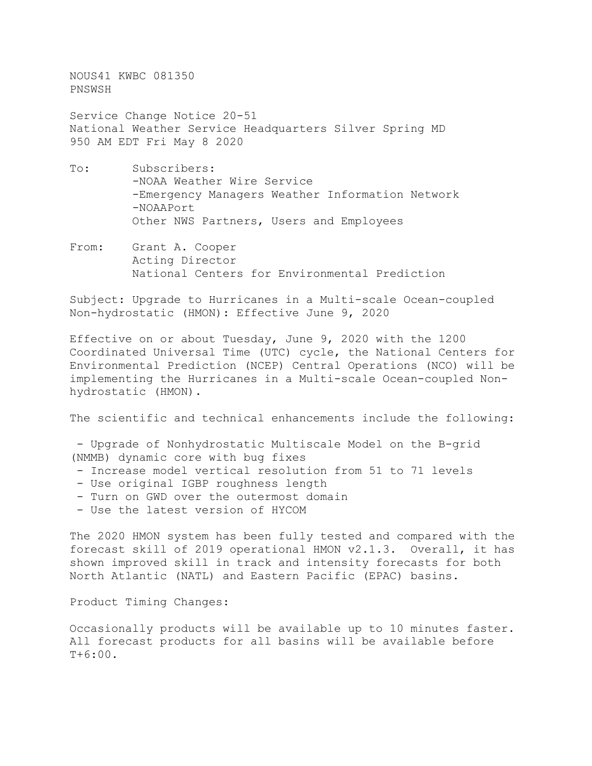NOUS41 KWBC 081350
PNSWSH

Service Change Notice 20-51
National Weather Service Headquarters Silver Spring MD
950 AM EDT Fri May 8 2020

To: Subscribers:
-NOAA Weather Wire Service
-Emergency Managers Weather Information Network
-NOAAPort
Other NWS Partners, Users and Employees

From: Grant A. Cooper
Acting Director
National Centers for Environmental Prediction

Subject: Upgrade to Hurricanes in a Multi-scale Ocean-coupled Non-hydrostatic (HMON): Effective June 9, 2020

Effective on or about Tuesday, June 9, 2020 with the 1200 Coordinated Universal Time (UTC) cycle, the National Centers for Environmental Prediction (NCEP) Central Operations (NCO) will be implementing the Hurricanes in a Multi-scale Ocean-coupled Non-hydrostatic (HMON).

The scientific and technical enhancements include the following:

- Upgrade of Nonhydrostatic Multiscale Model on the B-grid (NMMB) dynamic core with bug fixes
- Increase model vertical resolution from 51 to 71 levels
- Use original IGBP roughness length
- Turn on GWD over the outermost domain
- Use the latest version of HYCOM

The 2020 HMON system has been fully tested and compared with the forecast skill of 2019 operational HMON v2.1.3. Overall, it has shown improved skill in track and intensity forecasts for both North Atlantic (NATL) and Eastern Pacific (EPAC) basins.

Product Timing Changes:

Occasionally products will be available up to 10 minutes faster. All forecast products for all basins will be available before T+6:00.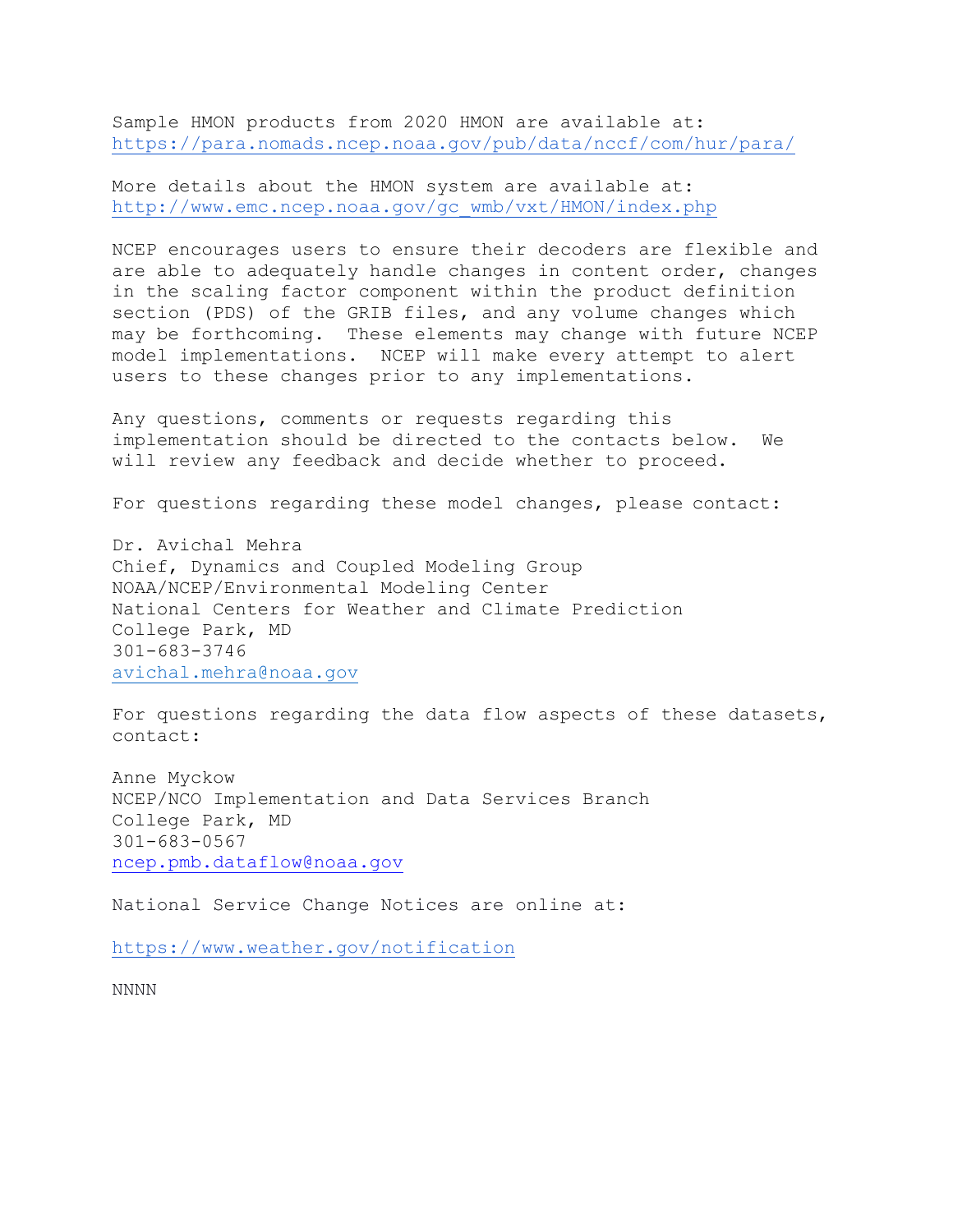Sample HMON products from 2020 HMON are available at:
https://para.nomads.ncep.noaa.gov/pub/data/nccf/com/hur/para/

More details about the HMON system are available at:
http://www.emc.ncep.noaa.gov/gc_wmb/vxt/HMON/index.php

NCEP encourages users to ensure their decoders are flexible and are able to adequately handle changes in content order, changes in the scaling factor component within the product definition section (PDS) of the GRIB files, and any volume changes which may be forthcoming. These elements may change with future NCEP model implementations. NCEP will make every attempt to alert users to these changes prior to any implementations.

Any questions, comments or requests regarding this implementation should be directed to the contacts below. We will review any feedback and decide whether to proceed.

For questions regarding these model changes, please contact:

Dr. Avichal Mehra
Chief, Dynamics and Coupled Modeling Group
NOAA/NCEP/Environmental Modeling Center
National Centers for Weather and Climate Prediction
College Park, MD
301-683-3746
avichal.mehra@noaa.gov

For questions regarding the data flow aspects of these datasets, contact:

Anne Myckow
NCEP/NCO Implementation and Data Services Branch
College Park, MD
301-683-0567
ncep.pmb.dataflow@noaa.gov

National Service Change Notices are online at:

https://www.weather.gov/notification

NNNN